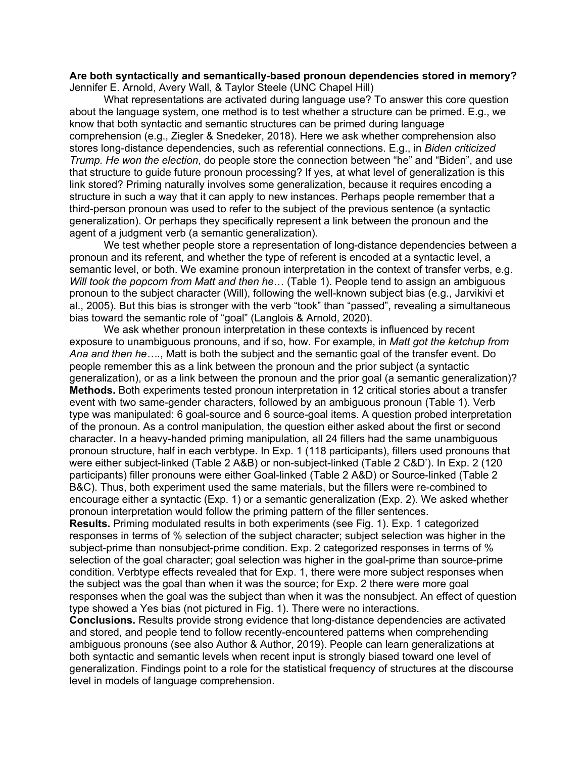**Are both syntactically and semantically-based pronoun dependencies stored in memory?**
Jennifer E. Arnold, Avery Wall, & Taylor Steele (UNC Chapel Hill)

What representations are activated during language use? To answer this core question about the language system, one method is to test whether a structure can be primed. E.g., we know that both syntactic and semantic structures can be primed during language comprehension (e.g., Ziegler & Snedeker, 2018). Here we ask whether comprehension also stores long-distance dependencies, such as referential connections. E.g., in *Biden criticized Trump. He won the election*, do people store the connection between "he" and "Biden", and use that structure to guide future pronoun processing? If yes, at what level of generalization is this link stored? Priming naturally involves some generalization, because it requires encoding a structure in such a way that it can apply to new instances. Perhaps people remember that a third-person pronoun was used to refer to the subject of the previous sentence (a syntactic generalization). Or perhaps they specifically represent a link between the pronoun and the agent of a judgment verb (a semantic generalization).

We test whether people store a representation of long-distance dependencies between a pronoun and its referent, and whether the type of referent is encoded at a syntactic level, a semantic level, or both. We examine pronoun interpretation in the context of transfer verbs, e.g. *Will took the popcorn from Matt and then he*… (Table 1). People tend to assign an ambiguous pronoun to the subject character (Will), following the well-known subject bias (e.g., Jarvikivi et al., 2005). But this bias is stronger with the verb "took" than "passed", revealing a simultaneous bias toward the semantic role of "goal" (Langlois & Arnold, 2020).

We ask whether pronoun interpretation in these contexts is influenced by recent exposure to unambiguous pronouns, and if so, how. For example, in *Matt got the ketchup from Ana and then he….*, Matt is both the subject and the semantic goal of the transfer event. Do people remember this as a link between the pronoun and the prior subject (a syntactic generalization), or as a link between the pronoun and the prior goal (a semantic generalization)?

**Methods.** Both experiments tested pronoun interpretation in 12 critical stories about a transfer event with two same-gender characters, followed by an ambiguous pronoun (Table 1). Verb type was manipulated: 6 goal-source and 6 source-goal items. A question probed interpretation of the pronoun. As a control manipulation, the question either asked about the first or second character. In a heavy-handed priming manipulation, all 24 fillers had the same unambiguous pronoun structure, half in each verbtype. In Exp. 1 (118 participants), fillers used pronouns that were either subject-linked (Table 2 A&B) or non-subject-linked (Table 2 C&D'). In Exp. 2 (120 participants) filler pronouns were either Goal-linked (Table 2 A&D) or Source-linked (Table 2 B&C). Thus, both experiment used the same materials, but the fillers were re-combined to encourage either a syntactic (Exp. 1) or a semantic generalization (Exp. 2). We asked whether pronoun interpretation would follow the priming pattern of the filler sentences.

**Results.** Priming modulated results in both experiments (see Fig. 1). Exp. 1 categorized responses in terms of % selection of the subject character; subject selection was higher in the subject-prime than nonsubject-prime condition. Exp. 2 categorized responses in terms of % selection of the goal character; goal selection was higher in the goal-prime than source-prime condition. Verbtype effects revealed that for Exp. 1, there were more subject responses when the subject was the goal than when it was the source; for Exp. 2 there were more goal responses when the goal was the subject than when it was the nonsubject. An effect of question type showed a Yes bias (not pictured in Fig. 1). There were no interactions.

**Conclusions.** Results provide strong evidence that long-distance dependencies are activated and stored, and people tend to follow recently-encountered patterns when comprehending ambiguous pronouns (see also Author & Author, 2019). People can learn generalizations at both syntactic and semantic levels when recent input is strongly biased toward one level of generalization. Findings point to a role for the statistical frequency of structures at the discourse level in models of language comprehension.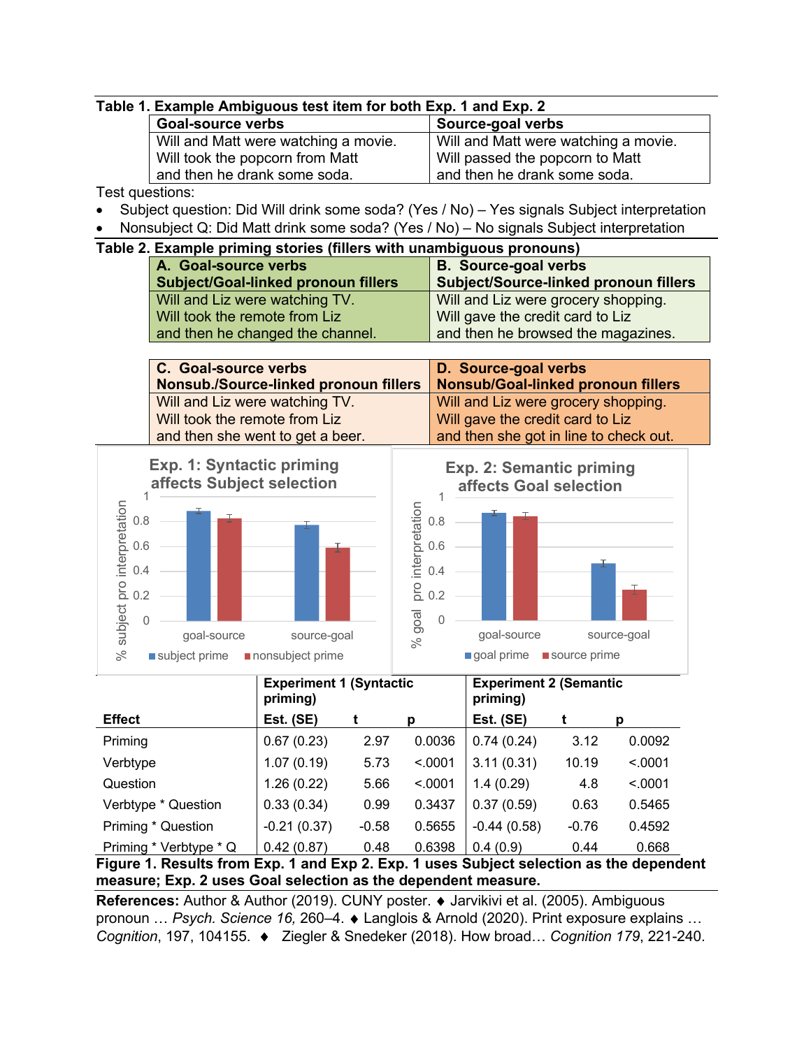**Table 1. Example Ambiguous test item for both Exp. 1 and Exp. 2**

| Goal-source verbs | Source-goal verbs |
|---|---|
| Will and Matt were watching a movie. Will took the popcorn from Matt and then he drank some soda. | Will and Matt were watching a movie. Will passed the popcorn to Matt and then he drank some soda. |

Test questions:

- Subject question: Did Will drink some soda? (Yes / No) – Yes signals Subject interpretation
- Nonsubject Q: Did Matt drink some soda? (Yes / No) – No signals Subject interpretation

**Table 2. Example priming stories (fillers with unambiguous pronouns)**

| A. Goal-source verbs Subject/Goal-linked pronoun fillers | B. Source-goal verbs Subject/Source-linked pronoun fillers |
|---|---|
| Will and Liz were watching TV. Will took the remote from Liz and then he changed the channel. | Will and Liz were grocery shopping. Will gave the credit card to Liz and then he browsed the magazines. |

| C. Goal-source verbs Nonsub./Source-linked pronoun fillers | D. Source-goal verbs Nonsub/Goal-linked pronoun fillers |
|---|---|
| Will and Liz were watching TV. Will took the remote from Liz and then she went to get a beer. | Will and Liz were grocery shopping. Will gave the credit card to Liz and then she got in line to check out. |

Exp. 1: Syntactic priming affects Subject selection

% subject pro interpretation

1
0.8
0.6
0.4
0.2
0

goal-source
source-goal

subject prime
nonsubject prime

Exp. 2: Semantic priming affects Goal selection

% goal pro interpretation

1
0.8
0.6
0.4
0.2
0

goal-source
source-goal

goal prime
source prime

| Effect | Experiment 1 (Syntactic priming) Est. (SE) | t | p | Experiment 2 (Semantic priming) Est. (SE) | t | p |
|---|---|---|---|---|---|---|
| Priming | 0.67 (0.23) | 2.97 | 0.0036 | 0.74 (0.24) | 3.12 | 0.0092 |
| Verbtype | 1.07 (0.19) | 5.73 | <.0001 | 3.11 (0.31) | 10.19 | <.0001 |
| Question | 1.26 (0.22) | 5.66 | <.0001 | 1.4 (0.29) | 4.8 | <.0001 |
| Verbtype * Question | 0.33 (0.34) | 0.99 | 0.3437 | 0.37 (0.59) | 0.63 | 0.5465 |
| Priming * Question | -0.21 (0.37) | -0.58 | 0.5655 | -0.44 (0.58) | -0.76 | 0.4592 |
| Priming * Verbtype * Q | 0.42 (0.87) | 0.48 | 0.6398 | 0.4 (0.9) | 0.44 | 0.668 |

**Figure 1. Results from Exp. 1 and Exp 2. Exp. 1 uses Subject selection as the dependent measure; Exp. 2 uses Goal selection as the dependent measure.**

**References:** Author & Author (2019). CUNY poster. ♦ Jarvikivi et al. (2005). Ambiguous pronoun … *Psych. Science 16,* 260–4. ♦ Langlois & Arnold (2020). Print exposure explains … *Cognition*, 197, 104155. ♦ Ziegler & Snedeker (2018). How broad… *Cognition 179*, 221-240.